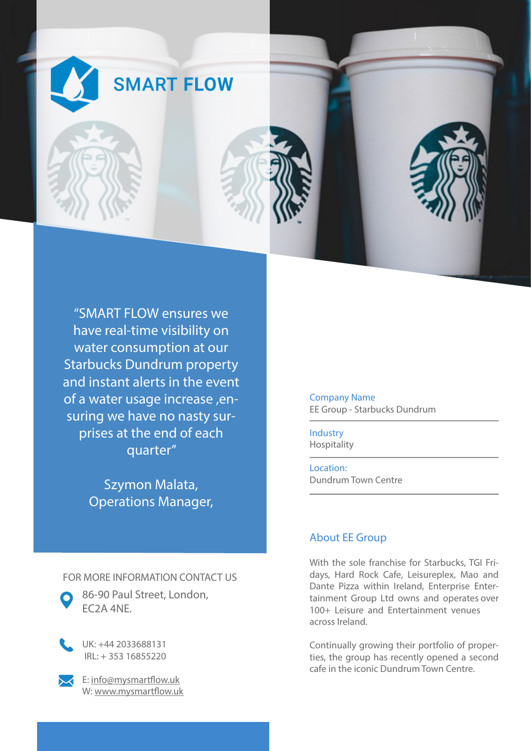# SMART FLOW

> "SMART FLOW ensures we have real-time visibility on water consumption at our Starbucks Dundrum property and instant alerts in the event of a water usage increase ,ensuring we have no nasty surprises at the end of each quarter"
>
> Szymon Malata,
> Operations Manager,

**Company Name**
EE Group - Starbucks Dundrum

**Industry**
Hospitality

**Location:**
Dundrum Town Centre

## About EE Group

With the sole franchise for Starbucks, TGI Fridays, Hard Rock Cafe, Leisureplex, Mao and Dante Pizza within Ireland, Enterprise Entertainment Group Ltd owns and operates over 100+ Leisure and Entertainment venues across Ireland.

Continually growing their portfolio of properties, the group has recently opened a second cafe in the iconic Dundrum Town Centre.

FOR MORE INFORMATION CONTACT US

86-90 Paul Street, London,
EC2A 4NE.

UK: +44 2033688131
IRL: + 353 16855220

E: info@mysmartflow.uk
W: www.mysmartflow.uk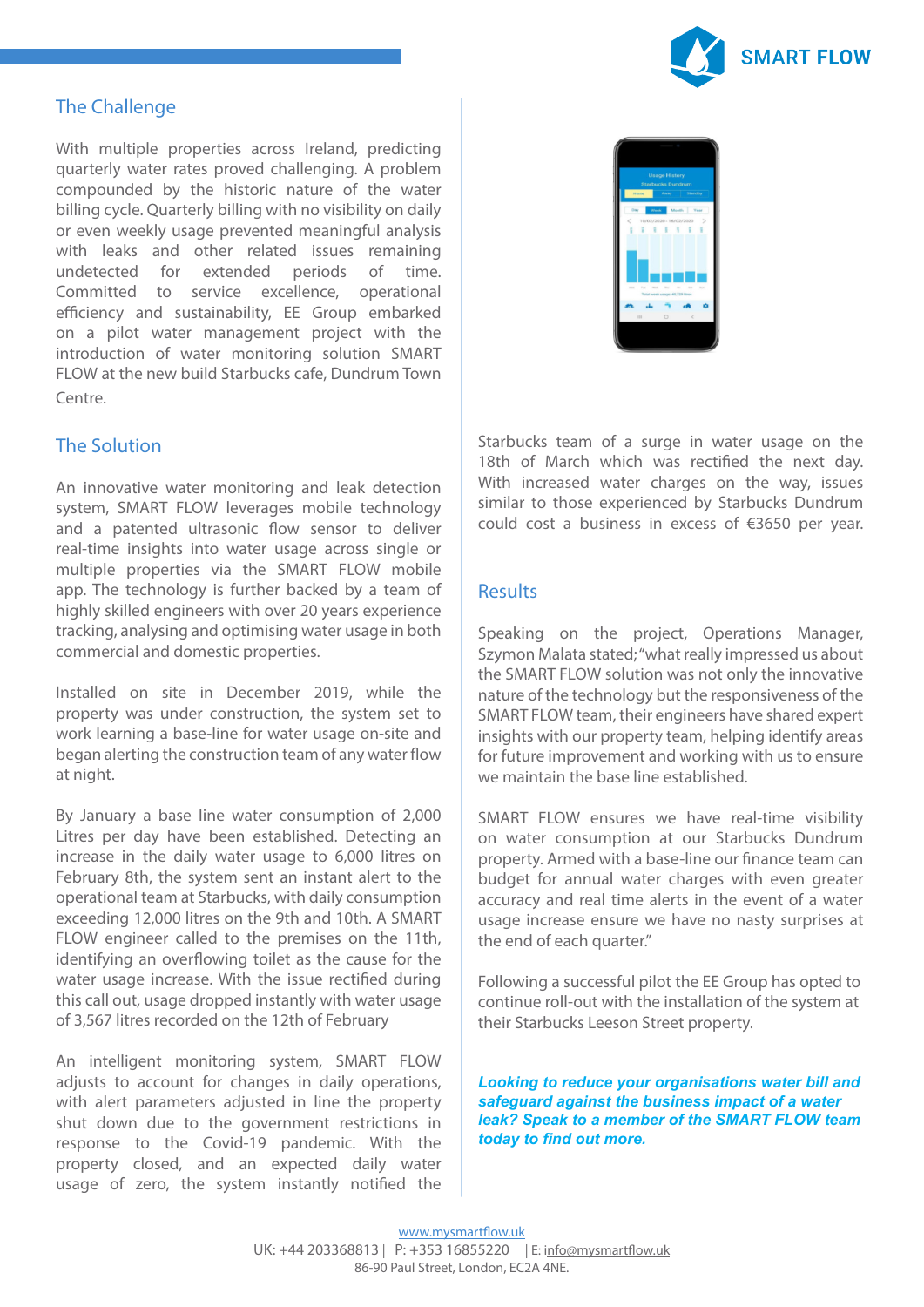## The Challenge

With multiple properties across Ireland, predicting quarterly water rates proved challenging. A problem compounded by the historic nature of the water billing cycle. Quarterly billing with no visibility on daily or even weekly usage prevented meaningful analysis with leaks and other related issues remaining undetected for extended periods of time. Committed to service excellence, operational efficiency and sustainability, EE Group embarked on a pilot water management project with the introduction of water monitoring solution SMART FLOW at the new build Starbucks cafe, Dundrum Town Centre.

## The Solution

An innovative water monitoring and leak detection system, SMART FLOW leverages mobile technology and a patented ultrasonic flow sensor to deliver real-time insights into water usage across single or multiple properties via the SMART FLOW mobile app. The technology is further backed by a team of highly skilled engineers with over 20 years experience tracking, analysing and optimising water usage in both commercial and domestic properties.

Installed on site in December 2019, while the property was under construction, the system set to work learning a base-line for water usage on-site and began alerting the construction team of any water flow at night.

By January a base line water consumption of 2,000 Litres per day have been established. Detecting an increase in the daily water usage to 6,000 litres on February 8th, the system sent an instant alert to the operational team at Starbucks, with daily consumption exceeding 12,000 litres on the 9th and 10th. A SMART FLOW engineer called to the premises on the 11th, identifying an overflowing toilet as the cause for the water usage increase. With the issue rectified during this call out, usage dropped instantly with water usage of 3,567 litres recorded on the 12th of February

An intelligent monitoring system, SMART FLOW adjusts to account for changes in daily operations, with alert parameters adjusted in line the property shut down due to the government restrictions in response to the Covid-19 pandemic. With the property closed, and an expected daily water usage of zero, the system instantly notified the Starbucks team of a surge in water usage on the 18th of March which was rectified the next day. With increased water charges on the way, issues similar to those experienced by Starbucks Dundrum could cost a business in excess of €3650 per year.

## Results

Speaking on the project, Operations Manager, Szymon Malata stated; "what really impressed us about the SMART FLOW solution was not only the innovative nature of the technology but the responsiveness of the SMART FLOW team, their engineers have shared expert insights with our property team, helping identify areas for future improvement and working with us to ensure we maintain the base line established.

SMART FLOW ensures we have real-time visibility on water consumption at our Starbucks Dundrum property. Armed with a base-line our finance team can budget for annual water charges with even greater accuracy and real time alerts in the event of a water usage increase ensure we have no nasty surprises at the end of each quarter."

Following a successful pilot the EE Group has opted to continue roll-out with the installation of the system at their Starbucks Leeson Street property.

***Looking to reduce your organisations water bill and safeguard against the business impact of a water leak? Speak to a member of the SMART FLOW team today to find out more.***

www.mysmartflow.uk
UK: +44 203368813 | P: +353 16855220 | E: info@mysmartflow.uk
86-90 Paul Street, London, EC2A 4NE.